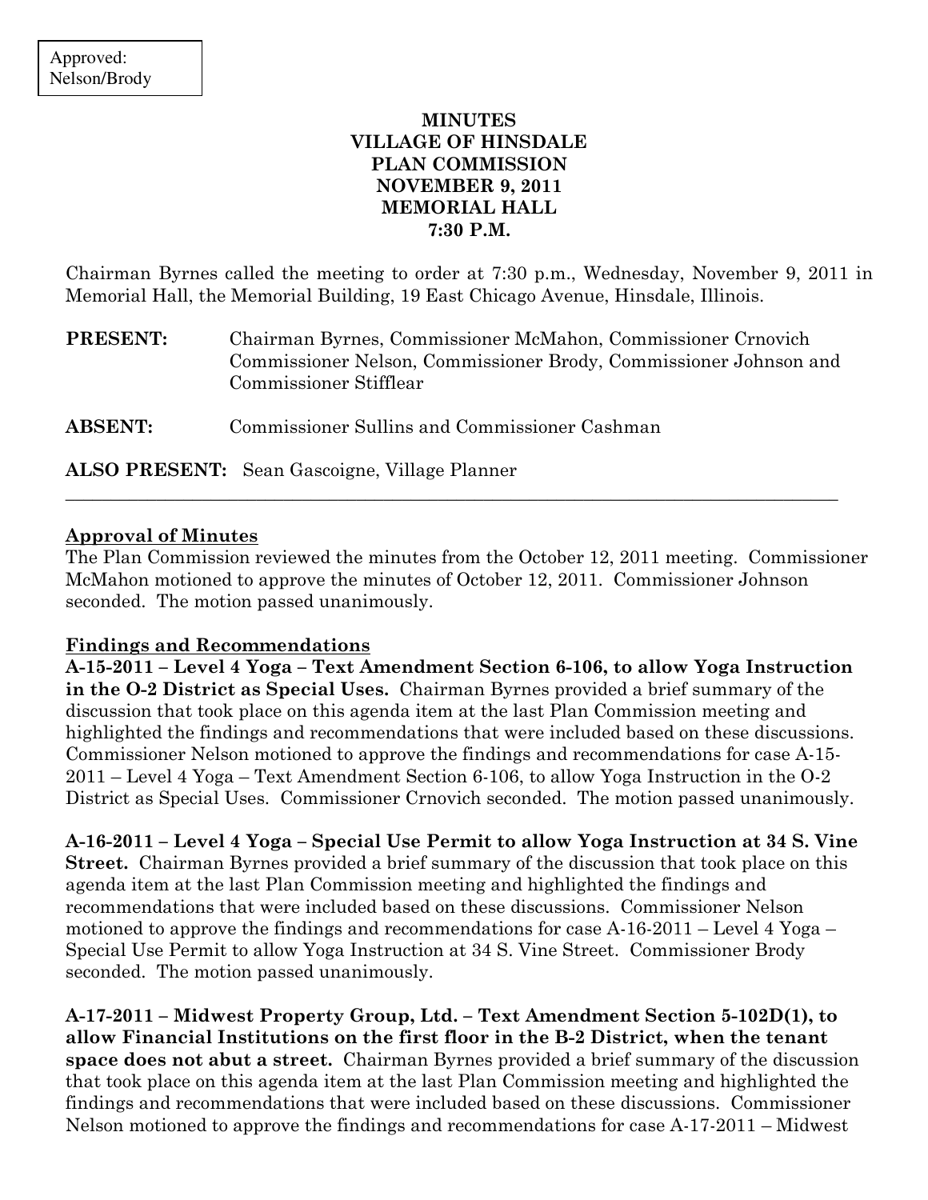Approved:
Nelson/Brody

# MINUTES
# VILLAGE OF HINSDALE
# PLAN COMMISSION
# NOVEMBER 9, 2011
# MEMORIAL HALL
# 7:30 P.M.

Chairman Byrnes called the meeting to order at 7:30 p.m., Wednesday, November 9, 2011 in Memorial Hall, the Memorial Building, 19 East Chicago Avenue, Hinsdale, Illinois.

**PRESENT:** Chairman Byrnes, Commissioner McMahon, Commissioner Crnovich Commissioner Nelson, Commissioner Brody, Commissioner Johnson and Commissioner Stifflear

**ABSENT:** Commissioner Sullins and Commissioner Cashman

**ALSO PRESENT:** Sean Gascoigne, Village Planner

---

**Approval of Minutes**

The Plan Commission reviewed the minutes from the October 12, 2011 meeting. Commissioner McMahon motioned to approve the minutes of October 12, 2011. Commissioner Johnson seconded. The motion passed unanimously.

**Findings and Recommendations**

**A-15-2011 – Level 4 Yoga – Text Amendment Section 6-106, to allow Yoga Instruction in the O-2 District as Special Uses.** Chairman Byrnes provided a brief summary of the discussion that took place on this agenda item at the last Plan Commission meeting and highlighted the findings and recommendations that were included based on these discussions. Commissioner Nelson motioned to approve the findings and recommendations for case A-15-2011 – Level 4 Yoga – Text Amendment Section 6-106, to allow Yoga Instruction in the O-2 District as Special Uses. Commissioner Crnovich seconded. The motion passed unanimously.

**A-16-2011 – Level 4 Yoga – Special Use Permit to allow Yoga Instruction at 34 S. Vine Street.** Chairman Byrnes provided a brief summary of the discussion that took place on this agenda item at the last Plan Commission meeting and highlighted the findings and recommendations that were included based on these discussions. Commissioner Nelson motioned to approve the findings and recommendations for case A-16-2011 – Level 4 Yoga – Special Use Permit to allow Yoga Instruction at 34 S. Vine Street. Commissioner Brody seconded. The motion passed unanimously.

**A-17-2011 – Midwest Property Group, Ltd. – Text Amendment Section 5-102D(1), to allow Financial Institutions on the first floor in the B-2 District, when the tenant space does not abut a street.** Chairman Byrnes provided a brief summary of the discussion that took place on this agenda item at the last Plan Commission meeting and highlighted the findings and recommendations that were included based on these discussions. Commissioner Nelson motioned to approve the findings and recommendations for case A-17-2011 – Midwest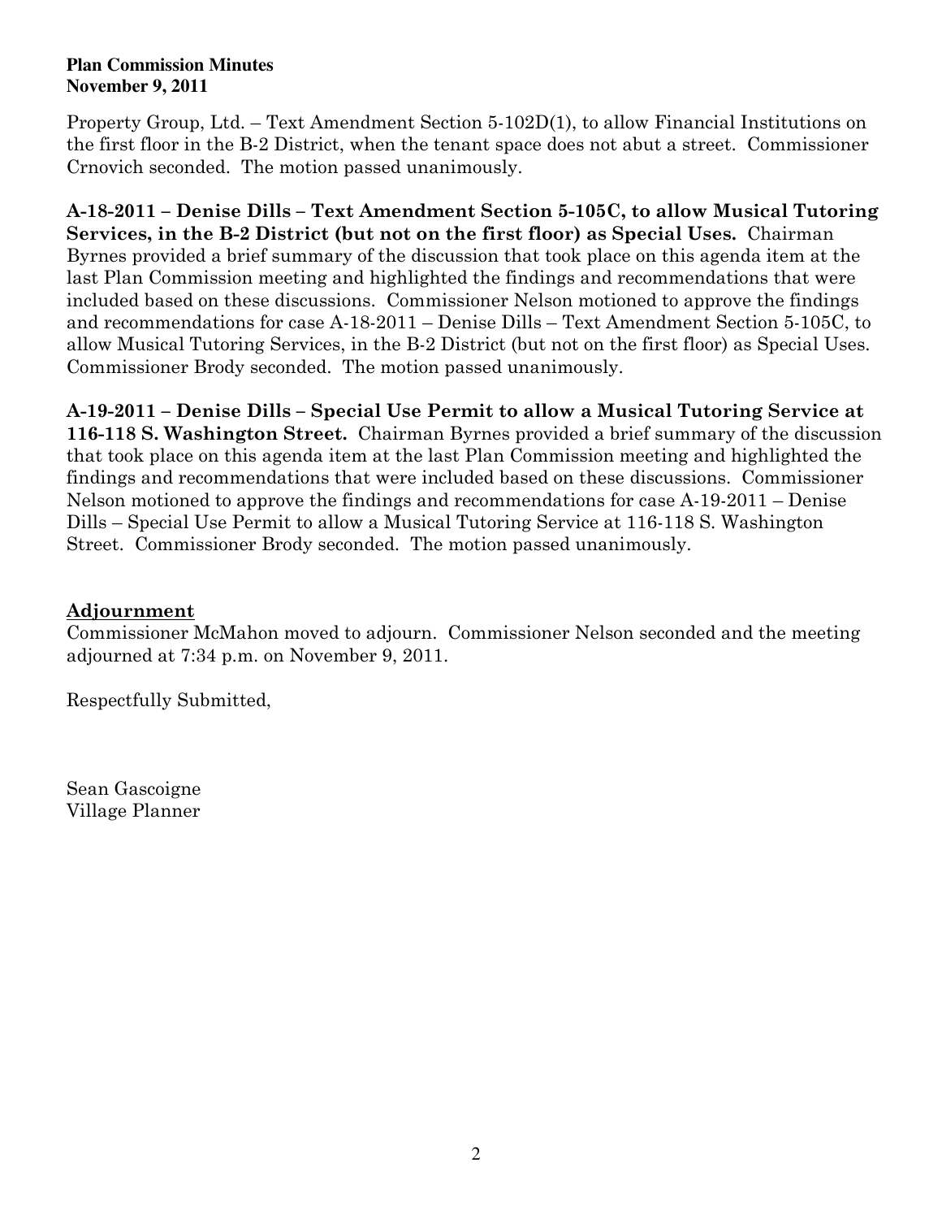Property Group, Ltd. – Text Amendment Section 5-102D(1), to allow Financial Institutions on the first floor in the B-2 District, when the tenant space does not abut a street. Commissioner Crnovich seconded. The motion passed unanimously.

**A-18-2011 – Denise Dills – Text Amendment Section 5-105C, to allow Musical Tutoring Services, in the B-2 District (but not on the first floor) as Special Uses.** Chairman Byrnes provided a brief summary of the discussion that took place on this agenda item at the last Plan Commission meeting and highlighted the findings and recommendations that were included based on these discussions. Commissioner Nelson motioned to approve the findings and recommendations for case A-18-2011 – Denise Dills – Text Amendment Section 5-105C, to allow Musical Tutoring Services, in the B-2 District (but not on the first floor) as Special Uses. Commissioner Brody seconded. The motion passed unanimously.

**A-19-2011 – Denise Dills – Special Use Permit to allow a Musical Tutoring Service at 116-118 S. Washington Street.** Chairman Byrnes provided a brief summary of the discussion that took place on this agenda item at the last Plan Commission meeting and highlighted the findings and recommendations that were included based on these discussions. Commissioner Nelson motioned to approve the findings and recommendations for case A-19-2011 – Denise Dills – Special Use Permit to allow a Musical Tutoring Service at 116-118 S. Washington Street. Commissioner Brody seconded. The motion passed unanimously.

## Adjournment

Commissioner McMahon moved to adjourn. Commissioner Nelson seconded and the meeting adjourned at 7:34 p.m. on November 9, 2011.

Respectfully Submitted,

Sean Gascoigne
Village Planner